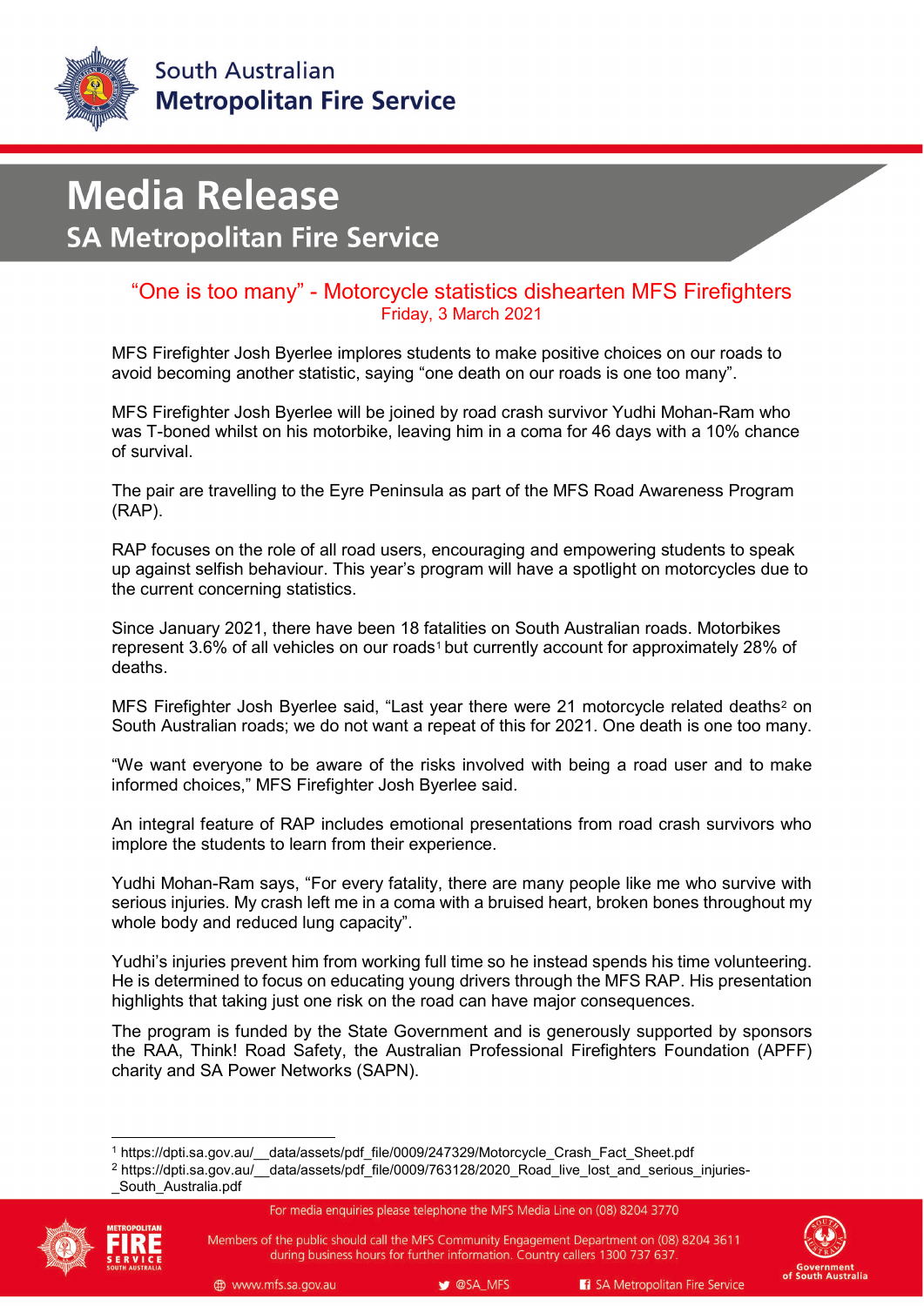South Australian
**Metropolitan Fire Service**

# Media Release
## SA Metropolitan Fire Service

### "One is too many" - Motorcycle statistics dishearten MFS Firefighters
Friday, 3 March 2021

MFS Firefighter Josh Byerlee implores students to make positive choices on our roads to avoid becoming another statistic, saying "one death on our roads is one too many".

MFS Firefighter Josh Byerlee will be joined by road crash survivor Yudhi Mohan-Ram who was T-boned whilst on his motorbike, leaving him in a coma for 46 days with a 10% chance of survival.

The pair are travelling to the Eyre Peninsula as part of the MFS Road Awareness Program (RAP).

RAP focuses on the role of all road users, encouraging and empowering students to speak up against selfish behaviour. This year's program will have a spotlight on motorcycles due to the current concerning statistics.

Since January 2021, there have been 18 fatalities on South Australian roads. Motorbikes represent 3.6% of all vehicles on our roads[1] but currently account for approximately 28% of deaths.

MFS Firefighter Josh Byerlee said, "Last year there were 21 motorcycle related deaths[2] on South Australian roads; we do not want a repeat of this for 2021. One death is one too many.

"We want everyone to be aware of the risks involved with being a road user and to make informed choices," MFS Firefighter Josh Byerlee said.

An integral feature of RAP includes emotional presentations from road crash survivors who implore the students to learn from their experience.

Yudhi Mohan-Ram says, "For every fatality, there are many people like me who survive with serious injuries. My crash left me in a coma with a bruised heart, broken bones throughout my whole body and reduced lung capacity".

Yudhi's injuries prevent him from working full time so he instead spends his time volunteering. He is determined to focus on educating young drivers through the MFS RAP. His presentation highlights that taking just one risk on the road can have major consequences.

The program is funded by the State Government and is generously supported by sponsors the RAA, Think! Road Safety, the Australian Professional Firefighters Foundation (APFF) charity and SA Power Networks (SAPN).

---

[1] https://dpti.sa.gov.au/__data/assets/pdf_file/0009/247329/Motorcycle_Crash_Fact_Sheet.pdf

[2] https://dpti.sa.gov.au/__data/assets/pdf_file/0009/763128/2020_Road_live_lost_and_serious_injuries-_South_Australia.pdf

For media enquiries please telephone the MFS Media Line on (08) 8204 3770

Members of the public should call the MFS Community Engagement Department on (08) 8204 3611 during business hours for further information. Country callers 1300 737 637.

www.mfs.sa.gov.au | @SA_MFS | SA Metropolitan Fire Service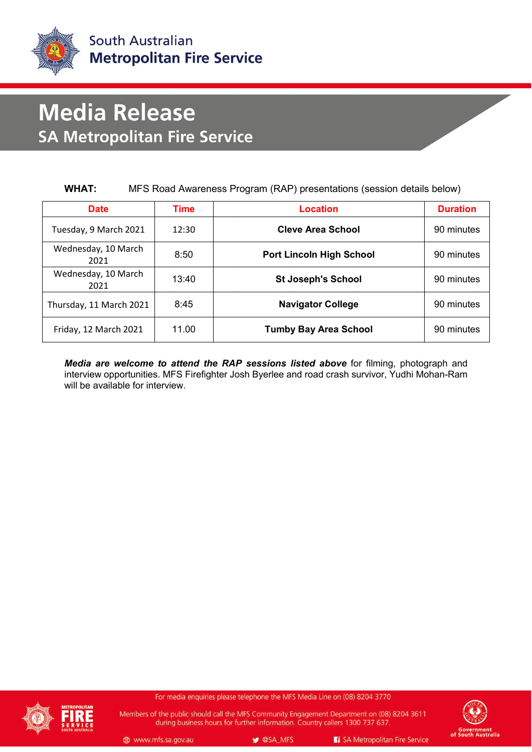# Media Release

## SA Metropolitan Fire Service

**WHAT:** MFS Road Awareness Program (RAP) presentations (session details below)

| Date | Time | Location | Duration |
|---|---|---|---|
| Tuesday, 9 March 2021 | 12:30 | **Cleve Area School** | 90 minutes |
| Wednesday, 10 March 2021 | 8:50 | **Port Lincoln High School** | 90 minutes |
| Wednesday, 10 March 2021 | 13:40 | **St Joseph's School** | 90 minutes |
| Thursday, 11 March 2021 | 8:45 | **Navigator College** | 90 minutes |
| Friday, 12 March 2021 | 11.00 | **Tumby Bay Area School** | 90 minutes |

***Media are welcome to attend the RAP sessions listed above*** for filming, photograph and interview opportunities. MFS Firefighter Josh Byerlee and road crash survivor, Yudhi Mohan-Ram will be available for interview.

For media enquiries please telephone the MFS Media Line on (08) 8204 3770

Members of the public should call the MFS Community Engagement Department on (08) 8204 3611 during business hours for further information. Country callers 1300 737 637.

www.mfs.sa.gov.au | @SA_MFS | SA Metropolitan Fire Service